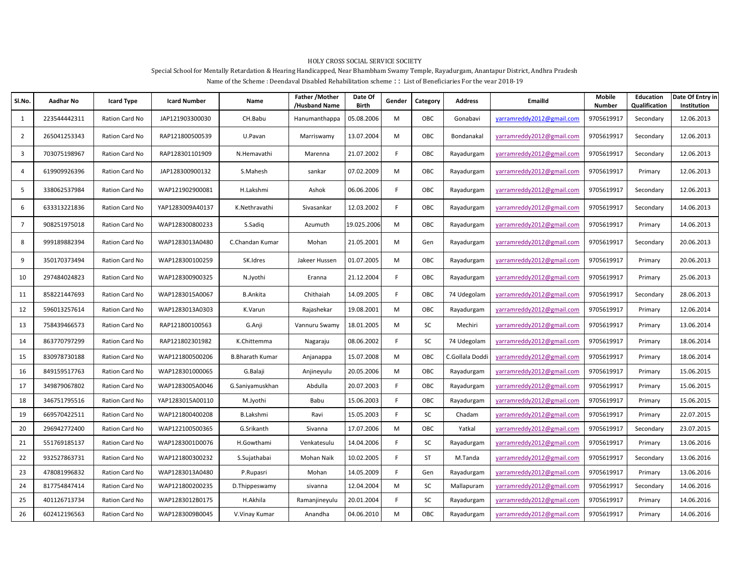HOLY CROSS SOCIAL SERVICE SOCIETY

Special School for Mentally Retardation & Hearing Handicapped, Near Bhambham Swamy Temple, Rayadurgam, Anantapur District, Andhra Pradesh

Name of the Scheme : Deendaval Disabled Rehabilitation scheme : : List of Beneficiaries For the vear 2018-19

| Sl.No. | Aadhar No | Icard Type | Icard Number | Name | Father /Mother /Husband Name | Date Of Birth | Gender | Category | Address | EmailId | Mobile Number | Education Qualification | Date Of Entry in Institution |
|---|---|---|---|---|---|---|---|---|---|---|---|---|---|
| 1 | 223544442311 | Ration Card No | JAP121903300030 | CH.Babu | Hanumanthappa | 05.08.2006 | M | OBC | Gonabavi | yarramreddy2012@gmail.com | 9705619917 | Secondary | 12.06.2013 |
| 2 | 265041253343 | Ration Card No | RAP121800500539 | U.Pavan | Marriswamy | 13.07.2004 | M | OBC | Bondanakal | yarramreddy2012@gmail.com | 9705619917 | Secondary | 12.06.2013 |
| 3 | 703075198967 | Ration Card No | RAP128301101909 | N.Hemavathi | Marenna | 21.07.2002 | F | OBC | Rayadurgam | yarramreddy2012@gmail.com | 9705619917 | Secondary | 12.06.2013 |
| 4 | 619909926396 | Ration Card No | JAP128300900132 | S.Mahesh | sankar | 07.02.2009 | M | OBC | Rayadurgam | yarramreddy2012@gmail.com | 9705619917 | Primary | 12.06.2013 |
| 5 | 338062537984 | Ration Card No | WAP121902900081 | H.Lakshmi | Ashok | 06.06.2006 | F | OBC | Rayadurgam | yarramreddy2012@gmail.com | 9705619917 | Secondary | 12.06.2013 |
| 6 | 633313221836 | Ration Card No | YAP1283009A40137 | K.Nethravathi | Sivasankar | 12.03.2002 | F | OBC | Rayadurgam | yarramreddy2012@gmail.com | 9705619917 | Secondary | 14.06.2013 |
| 7 | 908251975018 | Ration Card No | WAP128300800233 | S.Sadiq | Azumuth | 19.025.2006 | M | OBC | Rayadurgam | yarramreddy2012@gmail.com | 9705619917 | Primary | 14.06.2013 |
| 8 | 999189882394 | Ration Card No | WAP1283013A0480 | C.Chandan Kumar | Mohan | 21.05.2001 | M | Gen | Rayadurgam | yarramreddy2012@gmail.com | 9705619917 | Secondary | 20.06.2013 |
| 9 | 350170373494 | Ration Card No | WAP128300100259 | SK.Idres | Jakeer Hussen | 01.07.2005 | M | OBC | Rayadurgam | yarramreddy2012@gmail.com | 9705619917 | Primary | 20.06.2013 |
| 10 | 297484024823 | Ration Card No | WAP128300900325 | N.Jyothi | Eranna | 21.12.2004 | F | OBC | Rayadurgam | yarramreddy2012@gmail.com | 9705619917 | Primary | 25.06.2013 |
| 11 | 858221447693 | Ration Card No | WAP1283015A0067 | B.Ankita | Chithaiah | 14.09.2005 | F | OBC | 74 Udegolam | yarramreddy2012@gmail.com | 9705619917 | Secondary | 28.06.2013 |
| 12 | 596013257614 | Ration Card No | WAP1283013A0303 | K.Varun | Rajashekar | 19.08.2001 | M | OBC | Rayadurgam | yarramreddy2012@gmail.com | 9705619917 | Primary | 12.06.2014 |
| 13 | 758439466573 | Ration Card No | RAP121800100563 | G.Anji | Vannuru Swamy | 18.01.2005 | M | SC | Mechiri | yarramreddy2012@gmail.com | 9705619917 | Primary | 13.06.2014 |
| 14 | 863770797299 | Ration Card No | RAP121802301982 | K.Chittemma | Nagaraju | 08.06.2002 | F | SC | 74 Udegolam | yarramreddy2012@gmail.com | 9705619917 | Primary | 18.06.2014 |
| 15 | 830978730188 | Ration Card No | WAP121800500206 | B.Bharath Kumar | Anjanappa | 15.07.2008 | M | OBC | C.Gollala Doddi | yarramreddy2012@gmail.com | 9705619917 | Primary | 18.06.2014 |
| 16 | 849159517763 | Ration Card No | WAP128301000065 | G.Balaji | Anjineyulu | 20.05.2006 | M | OBC | Rayadurgam | yarramreddy2012@gmail.com | 9705619917 | Primary | 15.06.2015 |
| 17 | 349879067802 | Ration Card No | WAP1283005A0046 | G.Saniyamuskhan | Abdulla | 20.07.2003 | F | OBC | Rayadurgam | yarramreddy2012@gmail.com | 9705619917 | Primary | 15.06.2015 |
| 18 | 346751795516 | Ration Card No | YAP1283015A00110 | M.Jyothi | Babu | 15.06.2003 | F | OBC | Rayadurgam | yarramreddy2012@gmail.com | 9705619917 | Primary | 15.06.2015 |
| 19 | 669570422511 | Ration Card No | WAP121800400208 | B.Lakshmi | Ravi | 15.05.2003 | F | SC | Chadam | yarramreddy2012@gmail.com | 9705619917 | Primary | 22.07.2015 |
| 20 | 296942772400 | Ration Card No | WAP122100500365 | G.Srikanth | Sivanna | 17.07.2006 | M | OBC | Yatkal | yarramreddy2012@gmail.com | 9705619917 | Secondary | 23.07.2015 |
| 21 | 551769185137 | Ration Card No | WAP1283001D0076 | H.Gowthami | Venkatesulu | 14.04.2006 | F | SC | Rayadurgam | yarramreddy2012@gmail.com | 9705619917 | Primary | 13.06.2016 |
| 22 | 932527863731 | Ration Card No | WAP121800300232 | S.Sujathabai | Mohan Naik | 10.02.2005 | F | ST | M.Tanda | yarramreddy2012@gmail.com | 9705619917 | Secondary | 13.06.2016 |
| 23 | 478081996832 | Ration Card No | WAP1283013A0480 | P.Rupasri | Mohan | 14.05.2009 | F | Gen | Rayadurgam | yarramreddy2012@gmail.com | 9705619917 | Primary | 13.06.2016 |
| 24 | 817754847414 | Ration Card No | WAP121800200235 | D.Thippeswamy | sivanna | 12.04.2004 | M | SC | Mallapuram | yarramreddy2012@gmail.com | 9705619917 | Secondary | 14.06.2016 |
| 25 | 401126713734 | Ration Card No | WAP1283012B0175 | H.Akhila | Ramanjineyulu | 20.01.2004 | F | SC | Rayadurgam | yarramreddy2012@gmail.com | 9705619917 | Primary | 14.06.2016 |
| 26 | 602412196563 | Ration Card No | WAP1283009B0045 | V.Vinay Kumar | Anandha | 04.06.2010 | M | OBC | Rayadurgam | yarramreddy2012@gmail.com | 9705619917 | Primary | 14.06.2016 |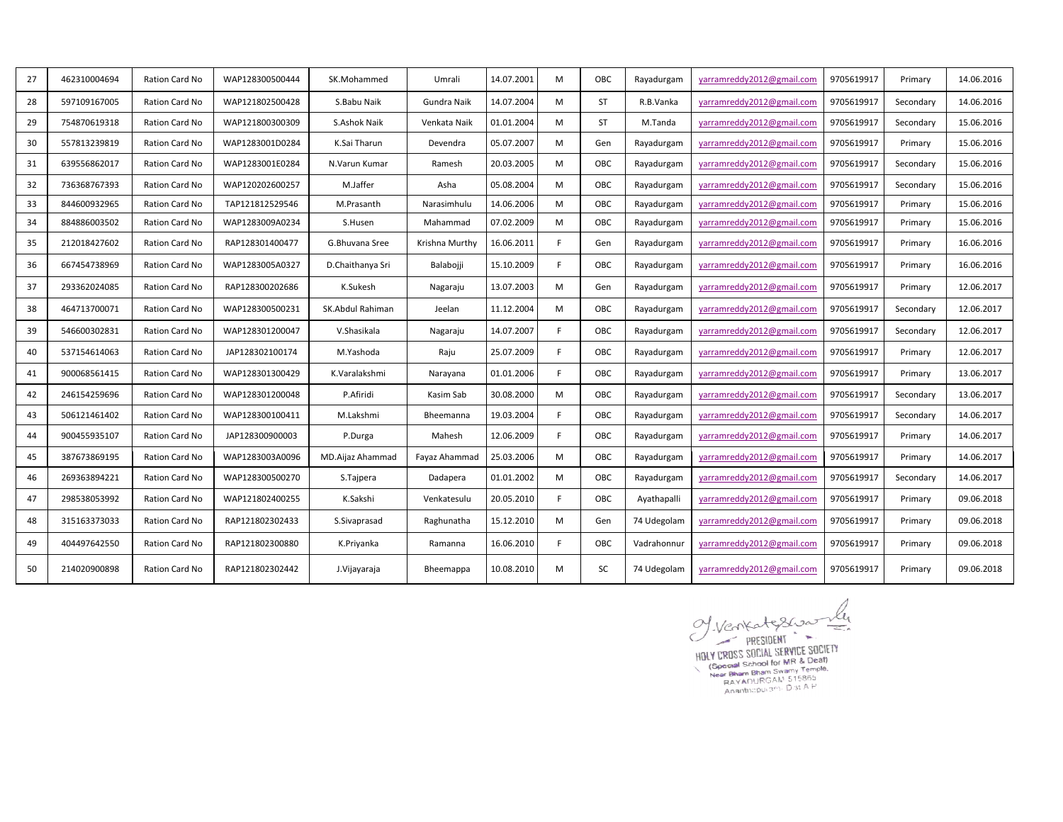| | | | | | | | | | | | | | |
|---|---|---|---|---|---|---|---|---|---|---|---|---|---|
| 27 | 462310004694 | Ration Card No | WAP128300500444 | SK.Mohammed | Umrali | 14.07.2001 | M | OBC | Rayadurgam | yarramreddy2012@gmail.com | 9705619917 | Primary | 14.06.2016 |
| 28 | 597109167005 | Ration Card No | WAP121802500428 | S.Babu Naik | Gundra Naik | 14.07.2004 | M | ST | R.B.Vanka | yarramreddy2012@gmail.com | 9705619917 | Secondary | 14.06.2016 |
| 29 | 754870619318 | Ration Card No | WAP121800300309 | S.Ashok Naik | Venkata Naik | 01.01.2004 | M | ST | M.Tanda | yarramreddy2012@gmail.com | 9705619917 | Secondary | 15.06.2016 |
| 30 | 557813239819 | Ration Card No | WAP1283001D0284 | K.Sai Tharun | Devendra | 05.07.2007 | M | Gen | Rayadurgam | yarramreddy2012@gmail.com | 9705619917 | Primary | 15.06.2016 |
| 31 | 639556862017 | Ration Card No | WAP1283001E0284 | N.Varun Kumar | Ramesh | 20.03.2005 | M | OBC | Rayadurgam | yarramreddy2012@gmail.com | 9705619917 | Secondary | 15.06.2016 |
| 32 | 736368767393 | Ration Card No | WAP120202600257 | M.Jaffer | Asha | 05.08.2004 | M | OBC | Rayadurgam | yarramreddy2012@gmail.com | 9705619917 | Secondary | 15.06.2016 |
| 33 | 844600932965 | Ration Card No | TAP121812529546 | M.Prasanth | Narasimhulu | 14.06.2006 | M | OBC | Rayadurgam | yarramreddy2012@gmail.com | 9705619917 | Primary | 15.06.2016 |
| 34 | 884886003502 | Ration Card No | WAP1283009A0234 | S.Husen | Mahammad | 07.02.2009 | M | OBC | Rayadurgam | yarramreddy2012@gmail.com | 9705619917 | Primary | 15.06.2016 |
| 35 | 212018427602 | Ration Card No | RAP128301400477 | G.Bhuvana Sree | Krishna Murthy | 16.06.2011 | F | Gen | Rayadurgam | yarramreddy2012@gmail.com | 9705619917 | Primary | 16.06.2016 |
| 36 | 667454738969 | Ration Card No | WAP1283005A0327 | D.Chaithanya Sri | Balabojji | 15.10.2009 | F | OBC | Rayadurgam | yarramreddy2012@gmail.com | 9705619917 | Primary | 16.06.2016 |
| 37 | 293362024085 | Ration Card No | RAP128300202686 | K.Sukesh | Nagaraju | 13.07.2003 | M | Gen | Rayadurgam | yarramreddy2012@gmail.com | 9705619917 | Primary | 12.06.2017 |
| 38 | 464713700071 | Ration Card No | WAP128300500231 | SK.Abdul Rahiman | Jeelan | 11.12.2004 | M | OBC | Rayadurgam | yarramreddy2012@gmail.com | 9705619917 | Secondary | 12.06.2017 |
| 39 | 546600302831 | Ration Card No | WAP128301200047 | V.Shasikala | Nagaraju | 14.07.2007 | F | OBC | Rayadurgam | yarramreddy2012@gmail.com | 9705619917 | Secondary | 12.06.2017 |
| 40 | 537154614063 | Ration Card No | JAP128302100174 | M.Yashoda | Raju | 25.07.2009 | F | OBC | Rayadurgam | yarramreddy2012@gmail.com | 9705619917 | Primary | 12.06.2017 |
| 41 | 900068561415 | Ration Card No | WAP128301300429 | K.Varalakshmi | Narayana | 01.01.2006 | F | OBC | Rayadurgam | yarramreddy2012@gmail.com | 9705619917 | Primary | 13.06.2017 |
| 42 | 246154259696 | Ration Card No | WAP128301200048 | P.Afiridi | Kasim Sab | 30.08.2000 | M | OBC | Rayadurgam | yarramreddy2012@gmail.com | 9705619917 | Secondary | 13.06.2017 |
| 43 | 506121461402 | Ration Card No | WAP128300100411 | M.Lakshmi | Bheemanna | 19.03.2004 | F | OBC | Rayadurgam | yarramreddy2012@gmail.com | 9705619917 | Secondary | 14.06.2017 |
| 44 | 900455935107 | Ration Card No | JAP128300900003 | P.Durga | Mahesh | 12.06.2009 | F | OBC | Rayadurgam | yarramreddy2012@gmail.com | 9705619917 | Primary | 14.06.2017 |
| 45 | 387673869195 | Ration Card No | WAP1283003A0096 | MD.Aijaz Ahammad | Fayaz Ahammad | 25.03.2006 | M | OBC | Rayadurgam | yarramreddy2012@gmail.com | 9705619917 | Primary | 14.06.2017 |
| 46 | 269363894221 | Ration Card No | WAP128300500270 | S.Tajpera | Dadapera | 01.01.2002 | M | OBC | Rayadurgam | yarramreddy2012@gmail.com | 9705619917 | Secondary | 14.06.2017 |
| 47 | 298538053992 | Ration Card No | WAP121802400255 | K.Sakshi | Venkatesulu | 20.05.2010 | F | OBC | Ayathapalli | yarramreddy2012@gmail.com | 9705619917 | Primary | 09.06.2018 |
| 48 | 315163373033 | Ration Card No | RAP121802302433 | S.Sivaprasad | Raghunatha | 15.12.2010 | M | Gen | 74 Udegolam | yarramreddy2012@gmail.com | 9705619917 | Primary | 09.06.2018 |
| 49 | 404497642550 | Ration Card No | RAP121802300880 | K.Priyanka | Ramanna | 16.06.2010 | F | OBC | Vadrahonnur | yarramreddy2012@gmail.com | 9705619917 | Primary | 09.06.2018 |
| 50 | 214020900898 | Ration Card No | RAP121802302442 | J.Vijayaraja | Bheemappa | 10.08.2010 | M | SC | 74 Udegolam | yarramreddy2012@gmail.com | 9705619917 | Primary | 09.06.2018 |

Y. Venkateswarlu
PRESIDENT
HOLY CROSS SOCIAL SERVICE SOCIETY
(Special School for MR & Deaf)
Near Bham Bham Swamy Temple,
RAYADURGAM 515865
Ananthapuram Dist A.P